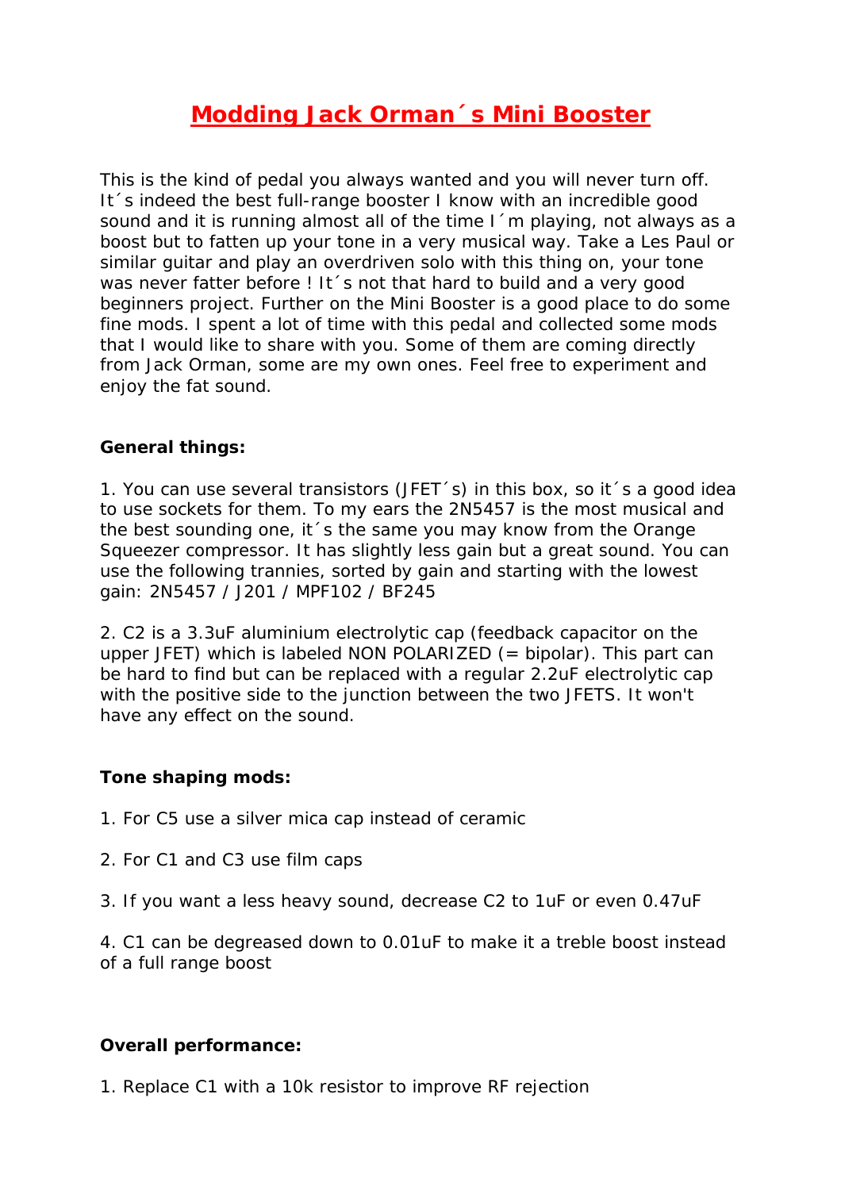# Modding Jack Orman´s Mini Booster

This is the kind of pedal you always wanted and you will never turn off. It´s indeed the best full-range booster I know with an incredible good sound and it is running almost all of the time I´m playing, not always as a boost but to fatten up your tone in a very musical way. Take a Les Paul or similar guitar and play an overdriven solo with this thing on, your tone was never fatter before ! It´s not that hard to build and a very good beginners project. Further on the Mini Booster is a good place to do some fine mods. I spent a lot of time with this pedal and collected some mods that I would like to share with you. Some of them are coming directly from Jack Orman, some are my own ones. Feel free to experiment and enjoy the fat sound.

**General things:**

1. You can use several transistors (JFET´s) in this box, so it´s a good idea to use sockets for them. To my ears the 2N5457 is the most musical and the best sounding one, it´s the same you may know from the Orange Squeezer compressor. It has slightly less gain but a great sound. You can use the following trannies, sorted by gain and starting with the lowest gain: 2N5457 / J201 / MPF102 / BF245

2. C2 is a 3.3uF aluminium electrolytic cap (feedback capacitor on the upper JFET) which is labeled NON POLARIZED (= bipolar). This part can be hard to find but can be replaced with a regular 2.2uF electrolytic cap with the positive side to the junction between the two JFETS. It won't have any effect on the sound.

**Tone shaping mods:**

1. For C5 use a silver mica cap instead of ceramic

2. For C1 and C3 use film caps

3. If you want a less heavy sound, decrease C2 to 1uF or even 0.47uF

4. C1 can be degreased down to 0.01uF to make it a treble boost instead of a full range boost

**Overall performance:**

1. Replace C1 with a 10k resistor to improve RF rejection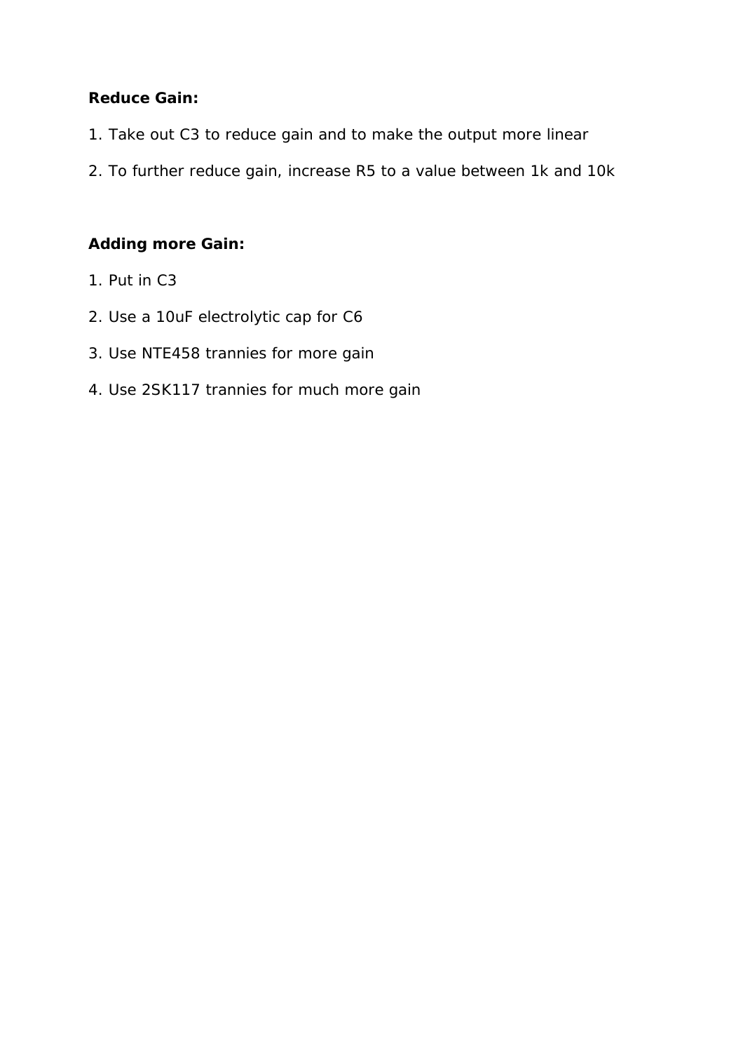**Reduce Gain:**

1. Take out C3 to reduce gain and to make the output more linear

2. To further reduce gain, increase R5 to a value between 1k and 10k

**Adding more Gain:**

1. Put in C3

2. Use a 10uF electrolytic cap for C6

3. Use NTE458 trannies for more gain

4. Use 2SK117 trannies for much more gain